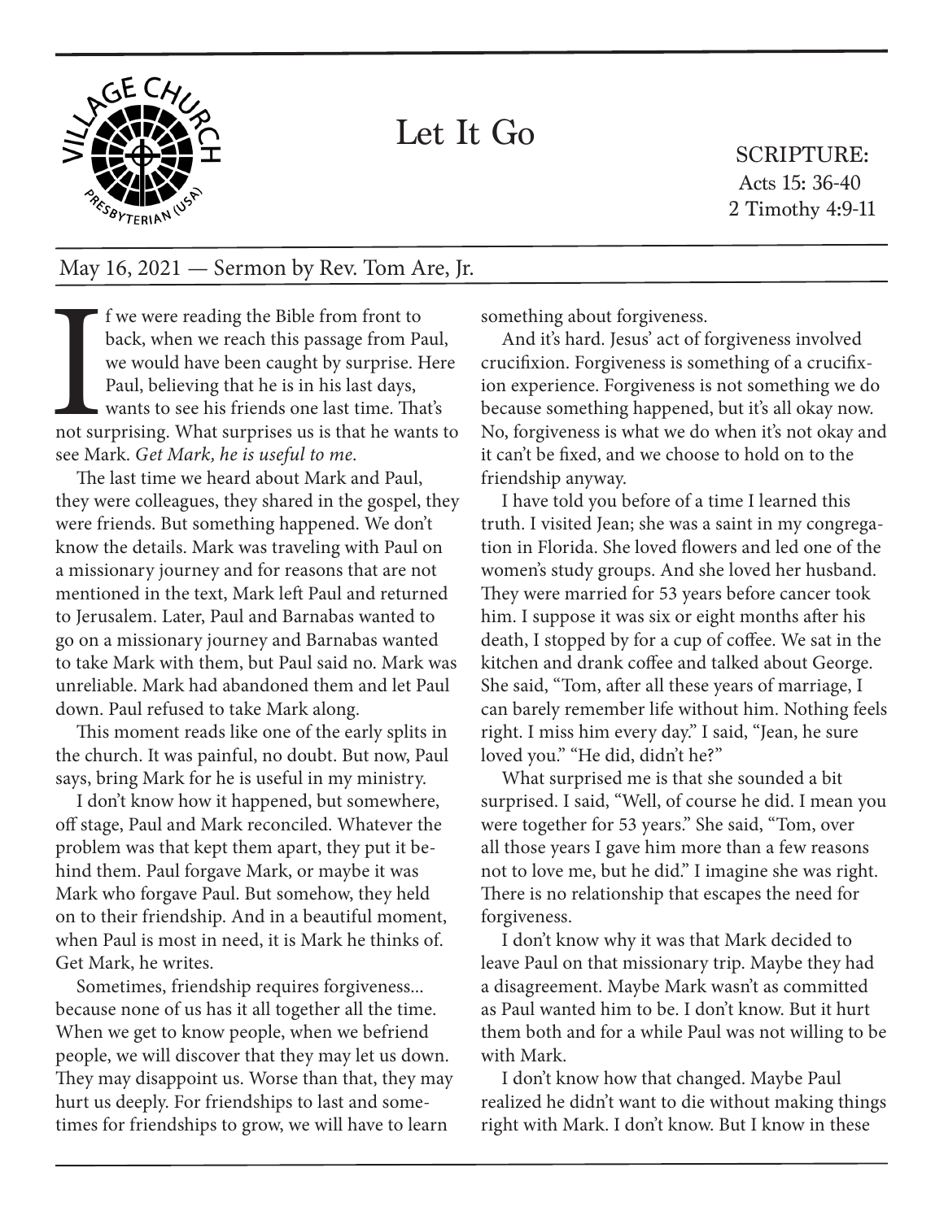# Let It Go

SCRIPTURE:
Acts 15: 36-40
2 Timothy 4:9-11

May 16, 2021 — Sermon by Rev. Tom Are, Jr.

If we were reading the Bible from front to back, when we reach this passage from Paul, we would have been caught by surprise. Here Paul, believing that he is in his last days, wants to see his friends one last time. That's not surprising. What surprises us is that he wants to see Mark. *Get Mark, he is useful to me*.

The last time we heard about Mark and Paul, they were colleagues, they shared in the gospel, they were friends. But something happened. We don't know the details. Mark was traveling with Paul on a missionary journey and for reasons that are not mentioned in the text, Mark left Paul and returned to Jerusalem. Later, Paul and Barnabas wanted to go on a missionary journey and Barnabas wanted to take Mark with them, but Paul said no. Mark was unreliable. Mark had abandoned them and let Paul down. Paul refused to take Mark along.

This moment reads like one of the early splits in the church. It was painful, no doubt. But now, Paul says, bring Mark for he is useful in my ministry.

I don't know how it happened, but somewhere, off stage, Paul and Mark reconciled. Whatever the problem was that kept them apart, they put it behind them. Paul forgave Mark, or maybe it was Mark who forgave Paul. But somehow, they held on to their friendship. And in a beautiful moment, when Paul is most in need, it is Mark he thinks of. Get Mark, he writes.

Sometimes, friendship requires forgiveness... because none of us has it all together all the time. When we get to know people, when we befriend people, we will discover that they may let us down. They may disappoint us. Worse than that, they may hurt us deeply. For friendships to last and sometimes for friendships to grow, we will have to learn something about forgiveness.

And it's hard. Jesus' act of forgiveness involved crucifixion. Forgiveness is something of a crucifixion experience. Forgiveness is not something we do because something happened, but it's all okay now. No, forgiveness is what we do when it's not okay and it can't be fixed, and we choose to hold on to the friendship anyway.

I have told you before of a time I learned this truth. I visited Jean; she was a saint in my congregation in Florida. She loved flowers and led one of the women's study groups. And she loved her husband. They were married for 53 years before cancer took him. I suppose it was six or eight months after his death, I stopped by for a cup of coffee. We sat in the kitchen and drank coffee and talked about George. She said, "Tom, after all these years of marriage, I can barely remember life without him. Nothing feels right. I miss him every day." I said, "Jean, he sure loved you." "He did, didn't he?"

What surprised me is that she sounded a bit surprised. I said, "Well, of course he did. I mean you were together for 53 years." She said, "Tom, over all those years I gave him more than a few reasons not to love me, but he did." I imagine she was right. There is no relationship that escapes the need for forgiveness.

I don't know why it was that Mark decided to leave Paul on that missionary trip. Maybe they had a disagreement. Maybe Mark wasn't as committed as Paul wanted him to be. I don't know. But it hurt them both and for a while Paul was not willing to be with Mark.

I don't know how that changed. Maybe Paul realized he didn't want to die without making things right with Mark. I don't know. But I know in these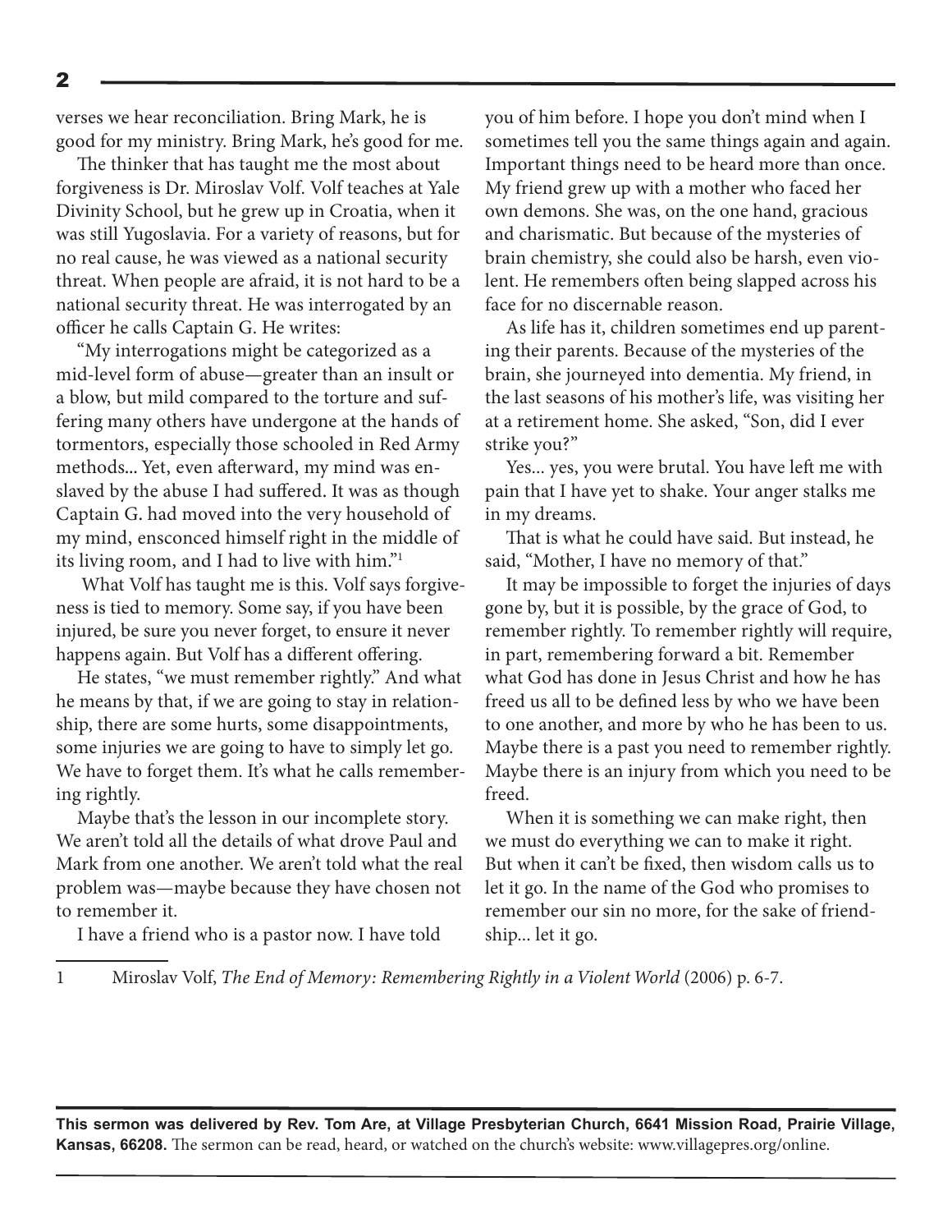verses we hear reconciliation. Bring Mark, he is good for my ministry. Bring Mark, he's good for me.

The thinker that has taught me the most about forgiveness is Dr. Miroslav Volf. Volf teaches at Yale Divinity School, but he grew up in Croatia, when it was still Yugoslavia. For a variety of reasons, but for no real cause, he was viewed as a national security threat. When people are afraid, it is not hard to be a national security threat. He was interrogated by an officer he calls Captain G. He writes:

"My interrogations might be categorized as a mid-level form of abuse—greater than an insult or a blow, but mild compared to the torture and suffering many others have undergone at the hands of tormentors, especially those schooled in Red Army methods... Yet, even afterward, my mind was enslaved by the abuse I had suffered. It was as though Captain G. had moved into the very household of my mind, ensconced himself right in the middle of its living room, and I had to live with him."[1]

What Volf has taught me is this. Volf says forgiveness is tied to memory. Some say, if you have been injured, be sure you never forget, to ensure it never happens again. But Volf has a different offering.

He states, "we must remember rightly." And what he means by that, if we are going to stay in relationship, there are some hurts, some disappointments, some injuries we are going to have to simply let go. We have to forget them. It's what he calls remembering rightly.

Maybe that's the lesson in our incomplete story. We aren't told all the details of what drove Paul and Mark from one another. We aren't told what the real problem was—maybe because they have chosen not to remember it.

I have a friend who is a pastor now. I have told you of him before. I hope you don't mind when I sometimes tell you the same things again and again. Important things need to be heard more than once. My friend grew up with a mother who faced her own demons. She was, on the one hand, gracious and charismatic. But because of the mysteries of brain chemistry, she could also be harsh, even violent. He remembers often being slapped across his face for no discernable reason.

As life has it, children sometimes end up parenting their parents. Because of the mysteries of the brain, she journeyed into dementia. My friend, in the last seasons of his mother's life, was visiting her at a retirement home. She asked, "Son, did I ever strike you?"

Yes... yes, you were brutal. You have left me with pain that I have yet to shake. Your anger stalks me in my dreams.

That is what he could have said. But instead, he said, "Mother, I have no memory of that."

It may be impossible to forget the injuries of days gone by, but it is possible, by the grace of God, to remember rightly. To remember rightly will require, in part, remembering forward a bit. Remember what God has done in Jesus Christ and how he has freed us all to be defined less by who we have been to one another, and more by who he has been to us. Maybe there is a past you need to remember rightly. Maybe there is an injury from which you need to be freed.

When it is something we can make right, then we must do everything we can to make it right. But when it can't be fixed, then wisdom calls us to let it go. In the name of the God who promises to remember our sin no more, for the sake of friendship... let it go.

---

1 Miroslav Volf, *The End of Memory: Remembering Rightly in a Violent World* (2006) p. 6-7.

---

**This sermon was delivered by Rev. Tom Are, at Village Presbyterian Church, 6641 Mission Road, Prairie Village, Kansas, 66208.** The sermon can be read, heard, or watched on the church's website: www.villagepres.org/online.